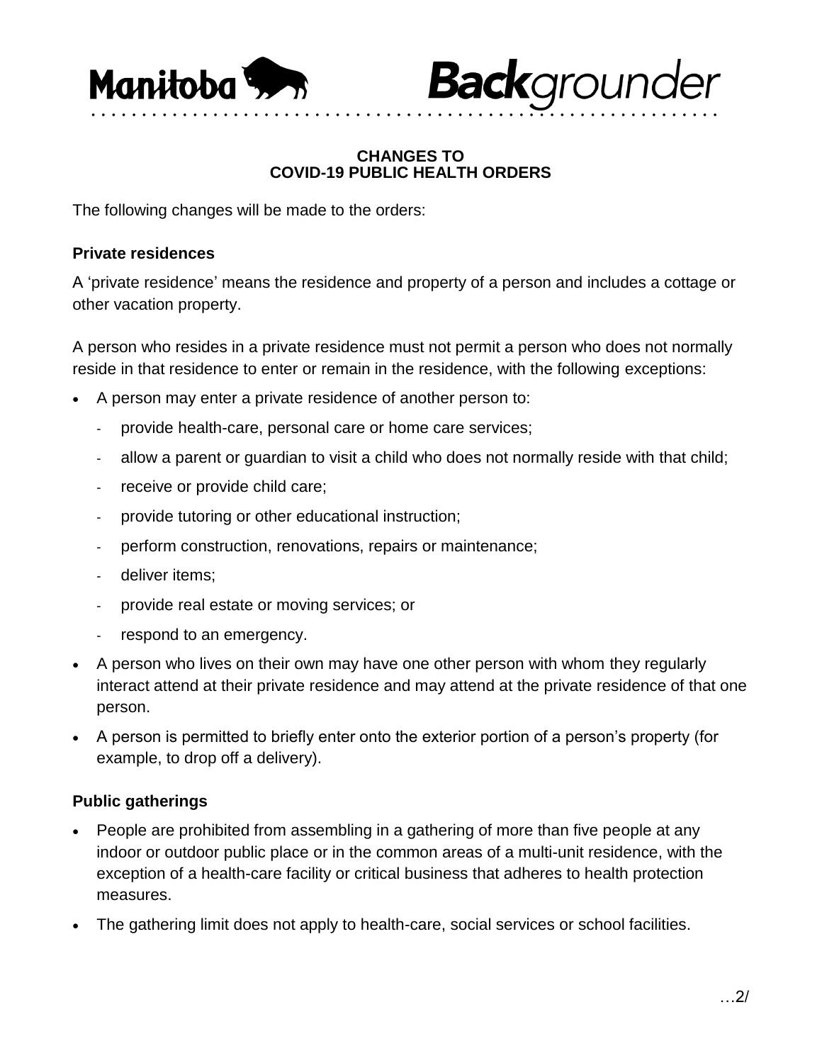# Manitoba Backgrounder

## CHANGES TO COVID-19 PUBLIC HEALTH ORDERS

The following changes will be made to the orders:

### Private residences

A 'private residence' means the residence and property of a person and includes a cottage or other vacation property.

A person who resides in a private residence must not permit a person who does not normally reside in that residence to enter or remain in the residence, with the following exceptions:

- A person may enter a private residence of another person to:
  - provide health-care, personal care or home care services;
  - allow a parent or guardian to visit a child who does not normally reside with that child;
  - receive or provide child care;
  - provide tutoring or other educational instruction;
  - perform construction, renovations, repairs or maintenance;
  - deliver items;
  - provide real estate or moving services; or
  - respond to an emergency.
- A person who lives on their own may have one other person with whom they regularly interact attend at their private residence and may attend at the private residence of that one person.
- A person is permitted to briefly enter onto the exterior portion of a person's property (for example, to drop off a delivery).

### Public gatherings

- People are prohibited from assembling in a gathering of more than five people at any indoor or outdoor public place or in the common areas of a multi-unit residence, with the exception of a health-care facility or critical business that adheres to health protection measures.
- The gathering limit does not apply to health-care, social services or school facilities.

…2/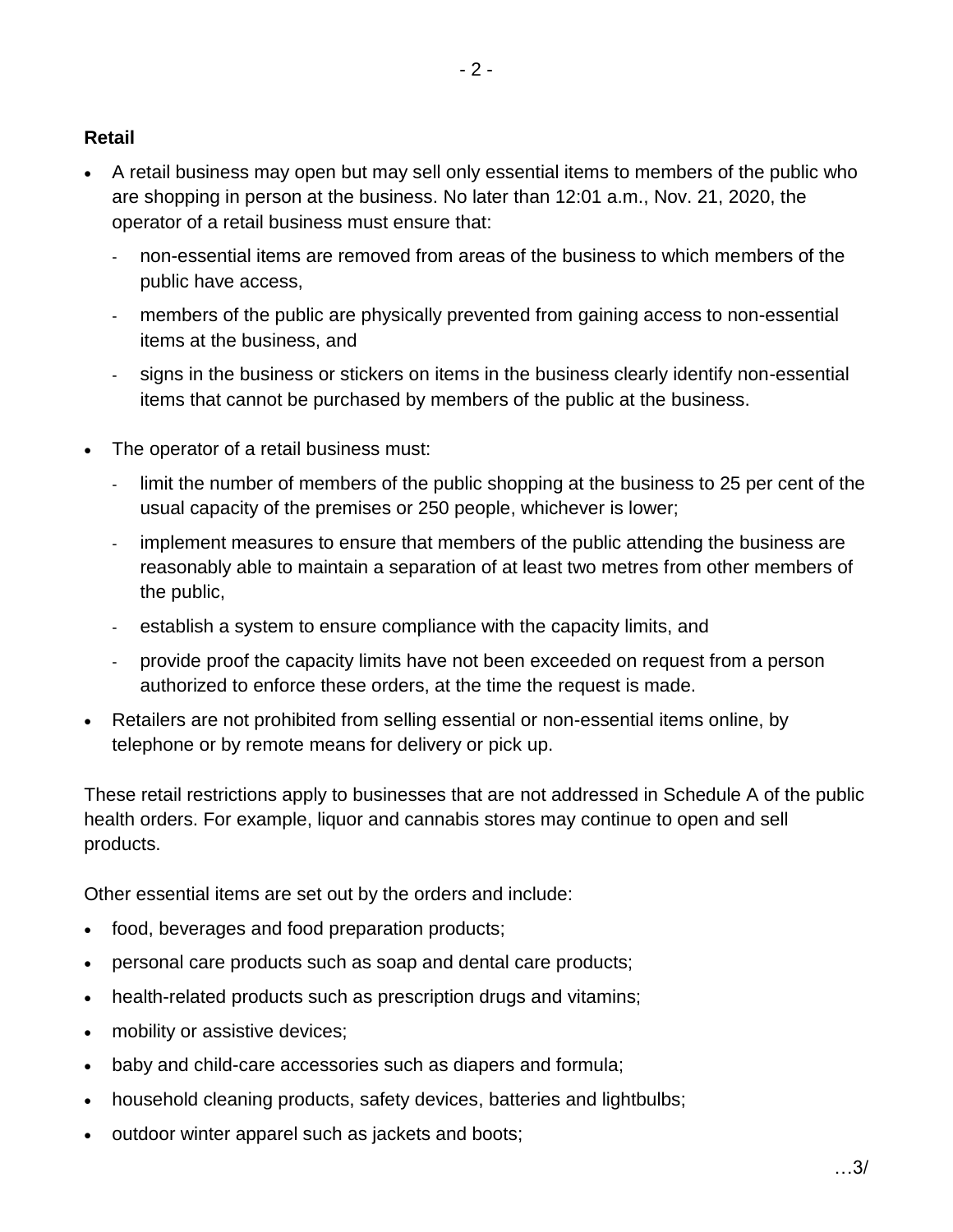**Retail**

- A retail business may open but may sell only essential items to members of the public who are shopping in person at the business. No later than 12:01 a.m., Nov. 21, 2020, the operator of a retail business must ensure that:
  - non-essential items are removed from areas of the business to which members of the public have access,
  - members of the public are physically prevented from gaining access to non-essential items at the business, and
  - signs in the business or stickers on items in the business clearly identify non-essential items that cannot be purchased by members of the public at the business.
- The operator of a retail business must:
  - limit the number of members of the public shopping at the business to 25 per cent of the usual capacity of the premises or 250 people, whichever is lower;
  - implement measures to ensure that members of the public attending the business are reasonably able to maintain a separation of at least two metres from other members of the public,
  - establish a system to ensure compliance with the capacity limits, and
  - provide proof the capacity limits have not been exceeded on request from a person authorized to enforce these orders, at the time the request is made.
- Retailers are not prohibited from selling essential or non-essential items online, by telephone or by remote means for delivery or pick up.

These retail restrictions apply to businesses that are not addressed in Schedule A of the public health orders. For example, liquor and cannabis stores may continue to open and sell products.

Other essential items are set out by the orders and include:

- food, beverages and food preparation products;
- personal care products such as soap and dental care products;
- health-related products such as prescription drugs and vitamins;
- mobility or assistive devices;
- baby and child-care accessories such as diapers and formula;
- household cleaning products, safety devices, batteries and lightbulbs;
- outdoor winter apparel such as jackets and boots;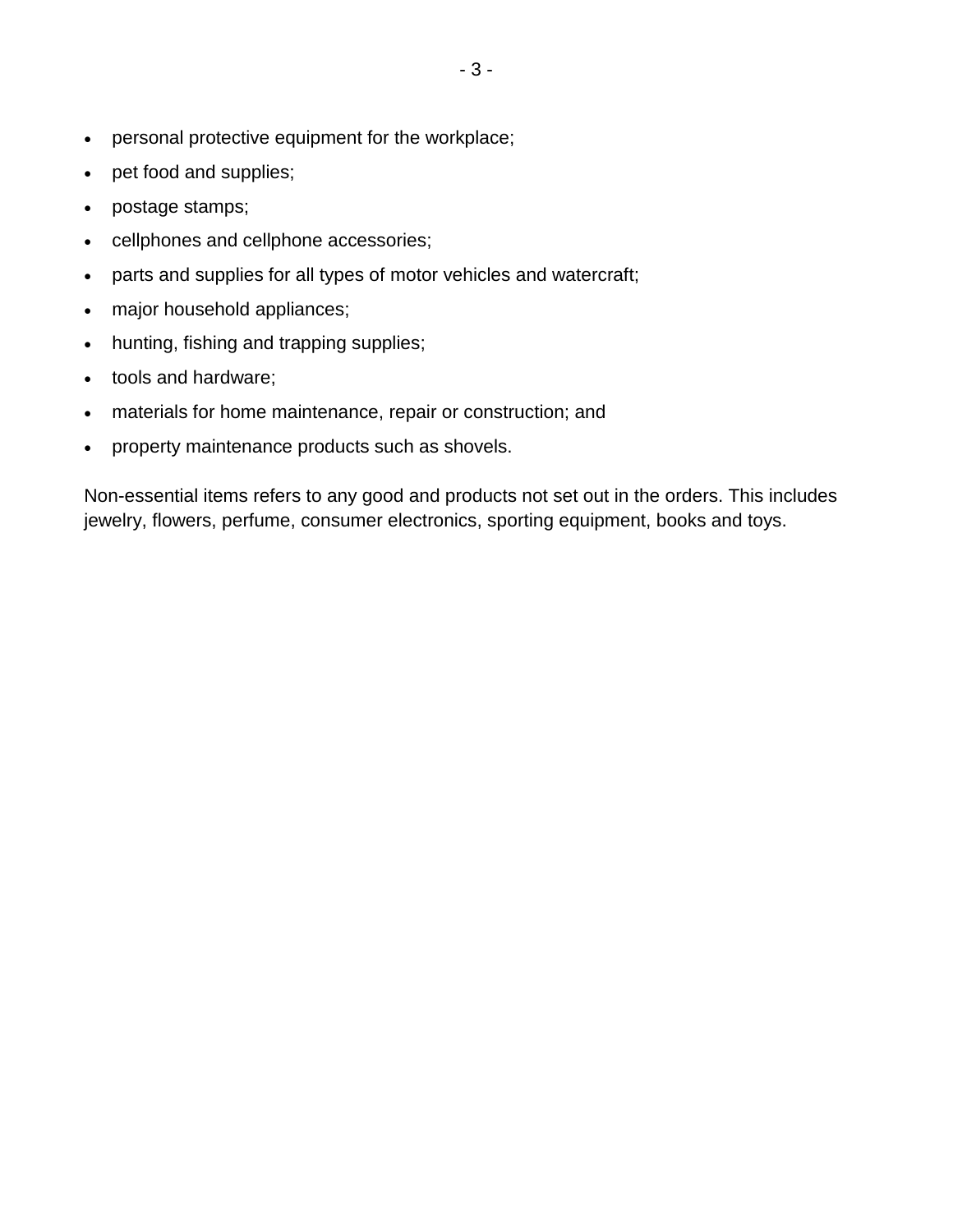- personal protective equipment for the workplace;
- pet food and supplies;
- postage stamps;
- cellphones and cellphone accessories;
- parts and supplies for all types of motor vehicles and watercraft;
- major household appliances;
- hunting, fishing and trapping supplies;
- tools and hardware;
- materials for home maintenance, repair or construction; and
- property maintenance products such as shovels.

Non-essential items refers to any good and products not set out in the orders. This includes jewelry, flowers, perfume, consumer electronics, sporting equipment, books and toys.